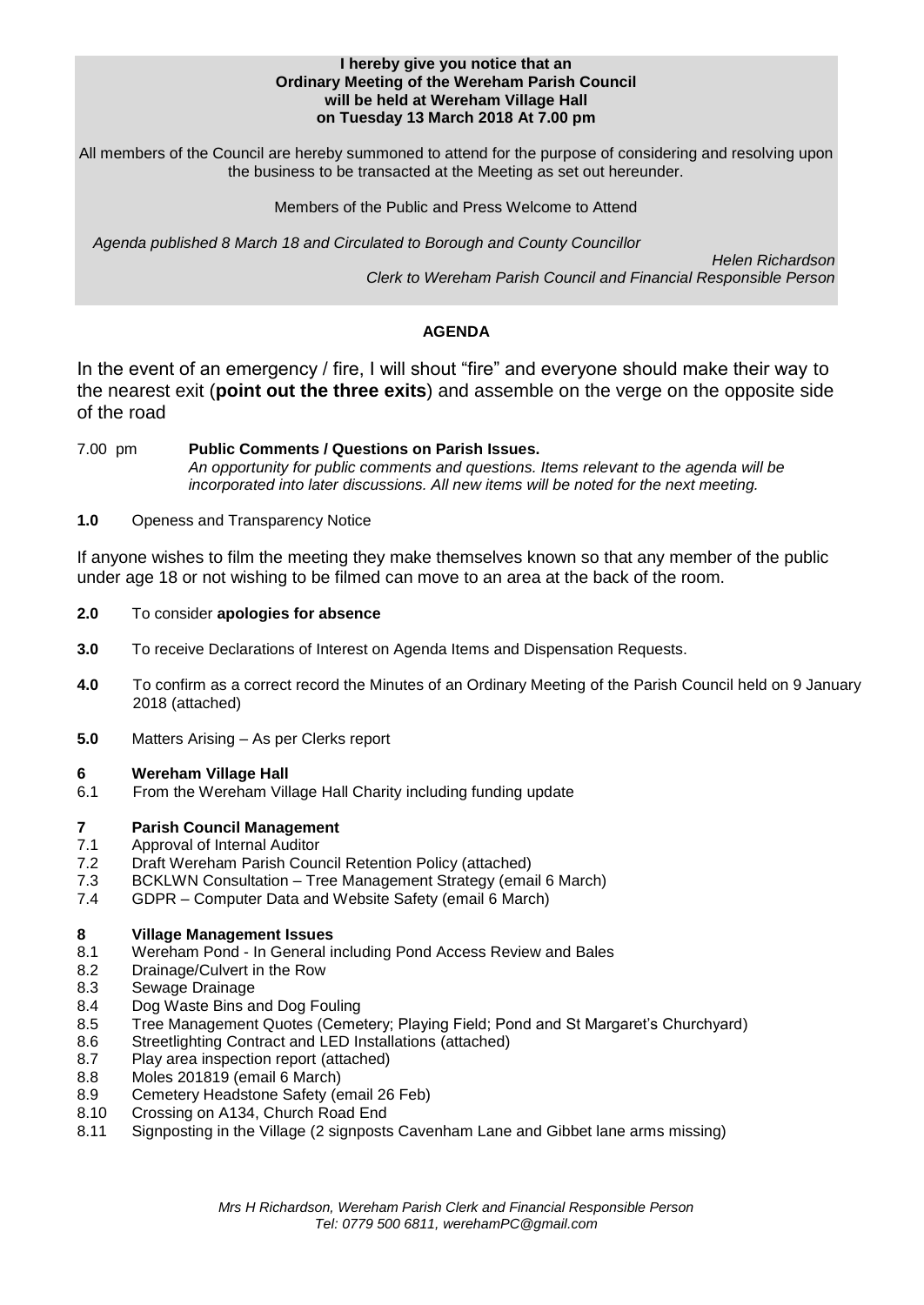**I hereby give you notice that an**
**Ordinary Meeting of the Wereham Parish Council**
**will be held at Wereham Village Hall**
**on Tuesday 13 March 2018 At 7.00 pm**

All members of the Council are hereby summoned to attend for the purpose of considering and resolving upon the business to be transacted at the Meeting as set out hereunder.

Members of the Public and Press Welcome to Attend

*Agenda published 8 March 18 and Circulated to Borough and County Councillor*

*Helen Richardson*
*Clerk to Wereham Parish Council and Financial Responsible Person*

## AGENDA

In the event of an emergency / fire, I will shout "fire" and everyone should make their way to the nearest exit (**point out the three exits**) and assemble on the verge on the opposite side of the road

7.00 pm **Public Comments / Questions on Parish Issues.**
*An opportunity for public comments and questions. Items relevant to the agenda will be incorporated into later discussions. All new items will be noted for the next meeting.*

**1.0** Openess and Transparency Notice

If anyone wishes to film the meeting they make themselves known so that any member of the public under age 18 or not wishing to be filmed can move to an area at the back of the room.

**2.0** To consider **apologies for absence**

**3.0** To receive Declarations of Interest on Agenda Items and Dispensation Requests.

**4.0** To confirm as a correct record the Minutes of an Ordinary Meeting of the Parish Council held on 9 January 2018 (attached)

**5.0** Matters Arising – As per Clerks report

**6 Wereham Village Hall**

6.1 From the Wereham Village Hall Charity including funding update

**7 Parish Council Management**

7.1 Approval of Internal Auditor
7.2 Draft Wereham Parish Council Retention Policy (attached)
7.3 BCKLWN Consultation – Tree Management Strategy (email 6 March)
7.4 GDPR – Computer Data and Website Safety (email 6 March)

**8 Village Management Issues**

8.1 Wereham Pond - In General including Pond Access Review and Bales
8.2 Drainage/Culvert in the Row
8.3 Sewage Drainage
8.4 Dog Waste Bins and Dog Fouling
8.5 Tree Management Quotes (Cemetery; Playing Field; Pond and St Margaret's Churchyard)
8.6 Streetlighting Contract and LED Installations (attached)
8.7 Play area inspection report (attached)
8.8 Moles 201819 (email 6 March)
8.9 Cemetery Headstone Safety (email 26 Feb)
8.10 Crossing on A134, Church Road End
8.11 Signposting in the Village (2 signposts Cavenham Lane and Gibbet lane arms missing)

*Mrs H Richardson, Wereham Parish Clerk and Financial Responsible Person*
*Tel: 0779 500 6811, werehamPC@gmail.com*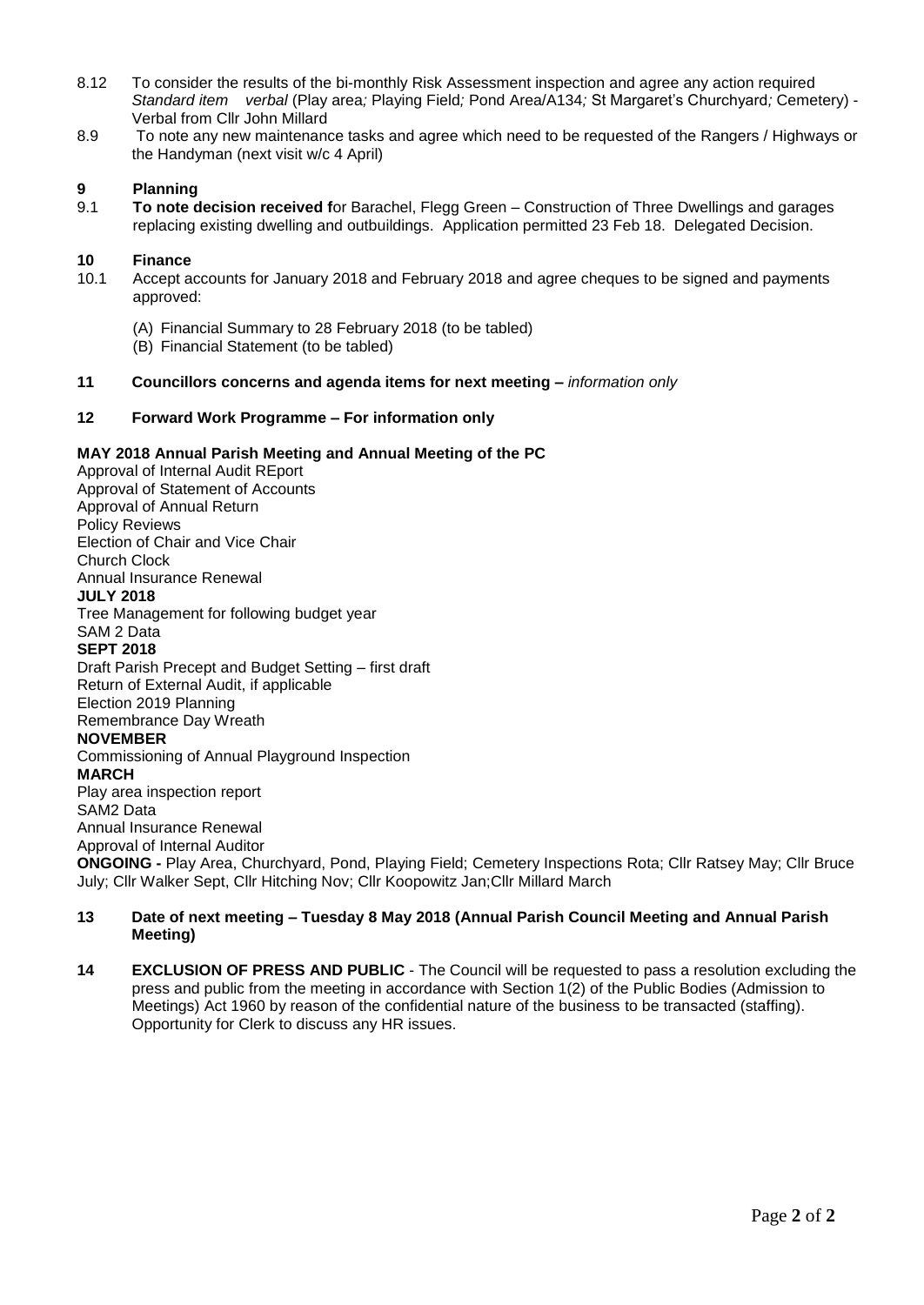8.12 To consider the results of the bi-monthly Risk Assessment inspection and agree any action required *Standard item verbal* (Play area*;* Playing Field*;* Pond Area/A134*;* St Margaret's Churchyard*;* Cemetery) - Verbal from Cllr John Millard

8.9 To note any new maintenance tasks and agree which need to be requested of the Rangers / Highways or the Handyman (next visit w/c 4 April)

## 9 Planning

9.1 **To note decision received f**or Barachel, Flegg Green – Construction of Three Dwellings and garages replacing existing dwelling and outbuildings. Application permitted 23 Feb 18. Delegated Decision.

## 10 Finance

10.1 Accept accounts for January 2018 and February 2018 and agree cheques to be signed and payments approved:

(A) Financial Summary to 28 February 2018 (to be tabled)
(B) Financial Statement (to be tabled)

## 11 Councillors concerns and agenda items for next meeting – *information only*

## 12 Forward Work Programme – For information only

**MAY 2018 Annual Parish Meeting and Annual Meeting of the PC**
Approval of Internal Audit REport
Approval of Statement of Accounts
Approval of Annual Return
Policy Reviews
Election of Chair and Vice Chair
Church Clock
Annual Insurance Renewal
**JULY 2018**
Tree Management for following budget year
SAM 2 Data
**SEPT 2018**
Draft Parish Precept and Budget Setting – first draft
Return of External Audit, if applicable
Election 2019 Planning
Remembrance Day Wreath
**NOVEMBER**
Commissioning of Annual Playground Inspection
**MARCH**
Play area inspection report
SAM2 Data
Annual Insurance Renewal
Approval of Internal Auditor
**ONGOING -** Play Area, Churchyard, Pond, Playing Field; Cemetery Inspections Rota; Cllr Ratsey May; Cllr Bruce July; Cllr Walker Sept, Cllr Hitching Nov; Cllr Koopowitz Jan;Cllr Millard March

## 13 Date of next meeting – Tuesday 8 May 2018 (Annual Parish Council Meeting and Annual Parish Meeting)

**14 EXCLUSION OF PRESS AND PUBLIC** - The Council will be requested to pass a resolution excluding the press and public from the meeting in accordance with Section 1(2) of the Public Bodies (Admission to Meetings) Act 1960 by reason of the confidential nature of the business to be transacted (staffing). Opportunity for Clerk to discuss any HR issues.